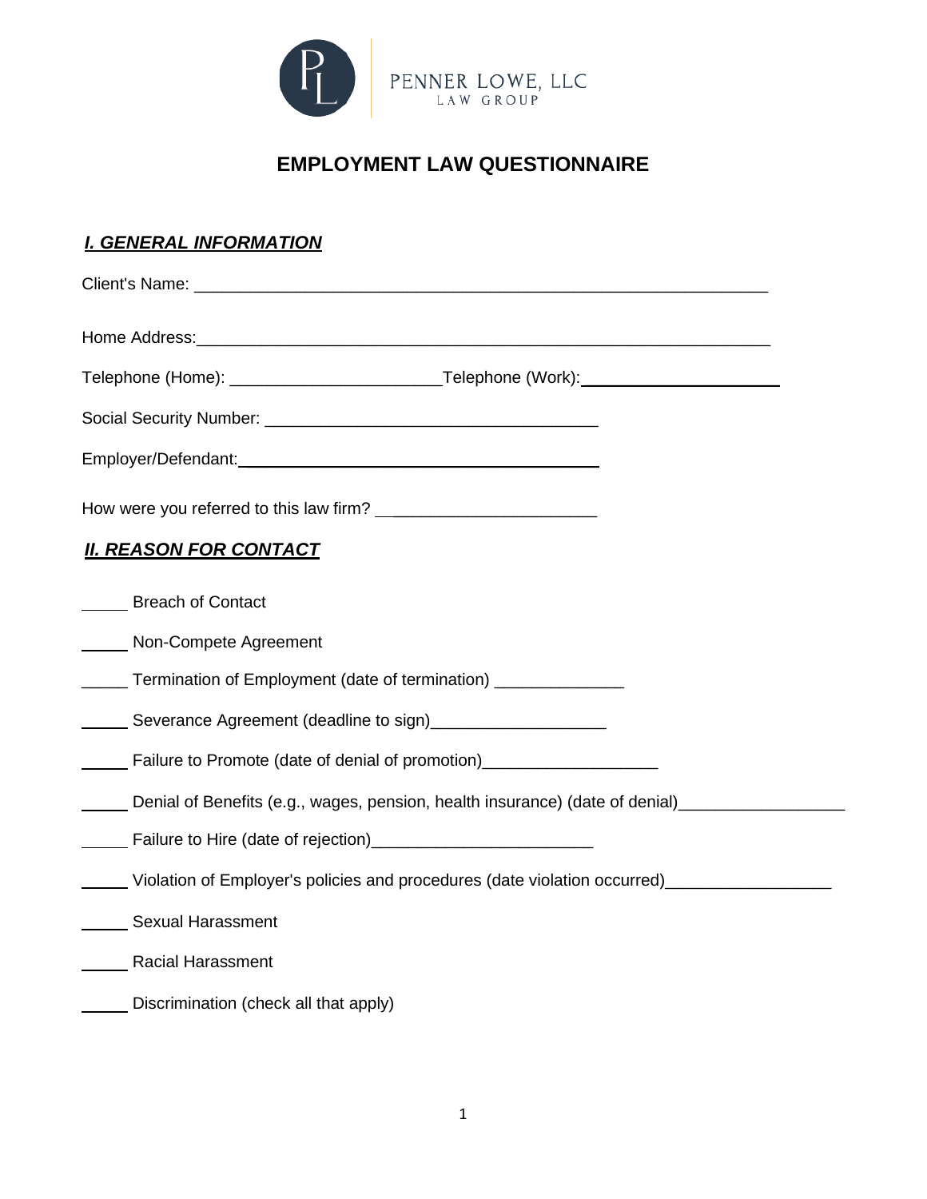PENNER LOWE, LLC
LAW GROUP

# EMPLOYMENT LAW QUESTIONNAIRE

## ***I. GENERAL INFORMATION***

Client's Name: ____________________________________________________________

Home Address:____________________________________________________________

Telephone (Home): ______________________Telephone (Work):______________________

Social Security Number: ____________________________________

Employer/Defendant:________________________________________

How were you referred to this law firm? ________________________

## ***II. REASON FOR CONTACT***

_____ Breach of Contact

_____ Non-Compete Agreement

_____ Termination of Employment (date of termination) ______________

_____ Severance Agreement (deadline to sign)___________________

_____ Failure to Promote (date of denial of promotion)___________________

_____ Denial of Benefits (e.g., wages, pension, health insurance) (date of denial)__________________

_____ Failure to Hire (date of rejection)________________________

_____ Violation of Employer's policies and procedures (date violation occurred)__________________

_____ Sexual Harassment

_____ Racial Harassment

_____ Discrimination (check all that apply)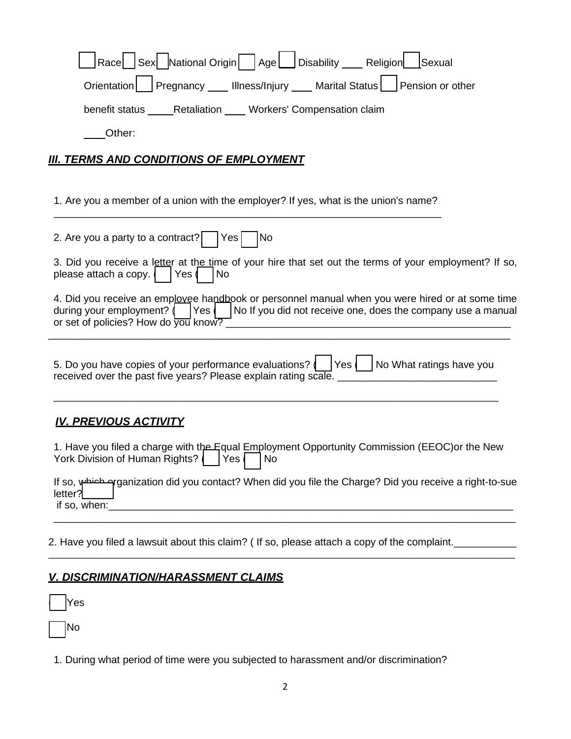☐ Race ☐ Sex ☐ National Origin ☐ Age ☐ Disability ___ Religion ☐ Sexual Orientation ☐ Pregnancy ___ Illness/Injury ___ Marital Status ☐ Pension or other benefit status ____Retaliation ___ Workers' Compensation claim

___Other:

## *III. TERMS AND CONDITIONS OF EMPLOYMENT*

1. Are you a member of a union with the employer? If yes, what is the union's name?
_______________________________________________________________________

2. Are you a party to a contract? ☐ Yes ☐ No

3. Did you receive a letter at the time of your hire that set out the terms of your employment? If so, please attach a copy. ( ☐ Yes ( ☐ No

4. Did you receive an employee handbook or personnel manual when you were hired or at some time during your employment? ( ☐ Yes ( ☐ No If you did not receive one, does the company use a manual or set of policies? How do you know? _______________________________________________
_______________________________________________________________________________

5. Do you have copies of your performance evaluations? ( ☐ Yes ( ☐ No What ratings have you received over the past five years? Please explain rating scale. ___________________________
_______________________________________________________________________________

## *IV. PREVIOUS ACTIVITY*

1. Have you filed a charge with the Equal Employment Opportunity Commission (EEOC)or the New York Division of Human Rights? ( ☐ Yes ( ☐ No

If so, which organization did you contact? When did you file the Charge? Did you receive a right-to-sue letter? ☐
if so, when:_______________________________________________________________________
_______________________________________________________________________________

2. Have you filed a lawsuit about this claim? ( If so, please attach a copy of the complaint.___________
_______________________________________________________________________________

## *V. DISCRIMINATION/HARASSMENT CLAIMS*

( ☐ Yes

☐ No

1. During what period of time were you subjected to harassment and/or discrimination?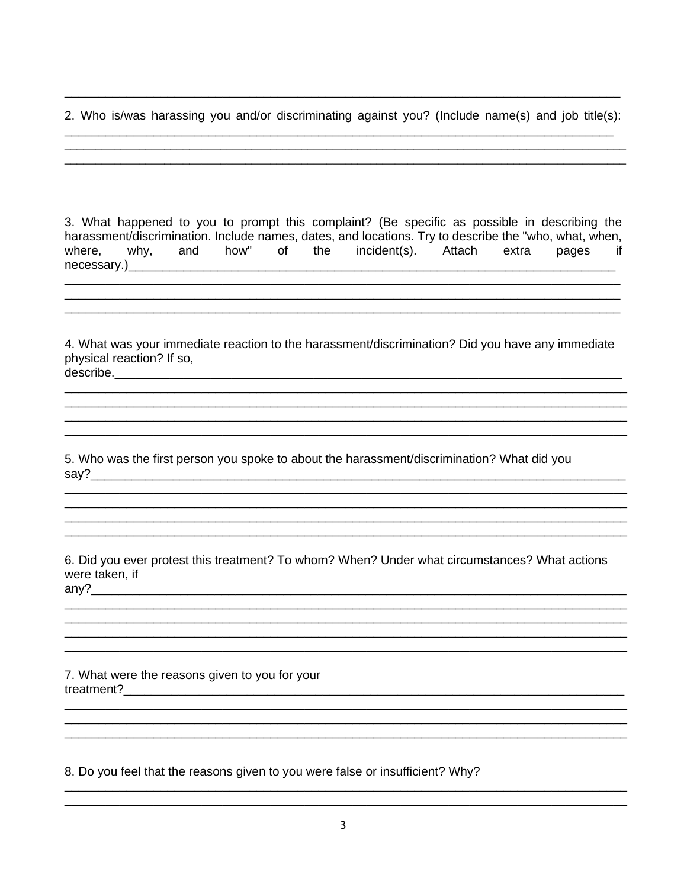______________________________________________________________________________

2. Who is/was harassing you and/or discriminating against you? (Include name(s) and job title(s):
______________________________________________________________________________
______________________________________________________________________________
______________________________________________________________________________

3. What happened to you to prompt this complaint? (Be specific as possible in describing the harassment/discrimination. Include names, dates, and locations. Try to describe the "who, what, when, where, why, and how" of the incident(s). Attach extra pages if necessary.)______________________________________________________________
______________________________________________________________________________
______________________________________________________________________________
______________________________________________________________________________

4. What was your immediate reaction to the harassment/discrimination? Did you have any immediate physical reaction? If so, describe.______________________________________________________________
______________________________________________________________________________
______________________________________________________________________________
______________________________________________________________________________
______________________________________________________________________________

5. Who was the first person you spoke to about the harassment/discrimination? What did you say?__________________________________________________________________________
______________________________________________________________________________
______________________________________________________________________________
______________________________________________________________________________
______________________________________________________________________________

6. Did you ever protest this treatment? To whom? When? Under what circumstances? What actions were taken, if any?__________________________________________________________________________
______________________________________________________________________________
______________________________________________________________________________
______________________________________________________________________________
______________________________________________________________________________

7. What were the reasons given to you for your treatment?___________________________________________________________________
______________________________________________________________________________
______________________________________________________________________________
______________________________________________________________________________

8. Do you feel that the reasons given to you were false or insufficient? Why?
______________________________________________________________________________
______________________________________________________________________________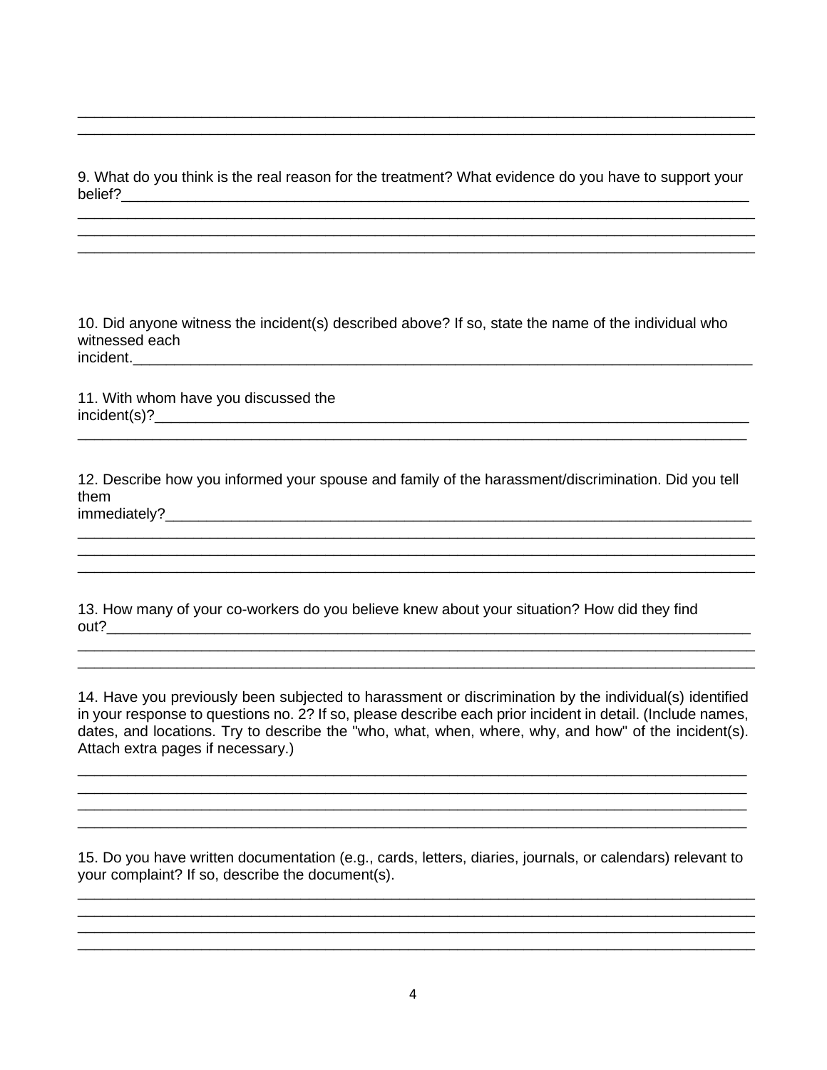\_\_\_\_\_\_\_\_\_\_\_\_\_\_\_\_\_\_\_\_\_\_\_\_\_\_\_\_\_\_\_\_\_\_\_\_\_\_\_\_\_\_\_\_\_\_\_\_\_\_\_\_\_\_\_\_\_\_\_\_\_\_\_\_\_\_\_\_\_\_\_\_\_\_\_\_\_\_
\_\_\_\_\_\_\_\_\_\_\_\_\_\_\_\_\_\_\_\_\_\_\_\_\_\_\_\_\_\_\_\_\_\_\_\_\_\_\_\_\_\_\_\_\_\_\_\_\_\_\_\_\_\_\_\_\_\_\_\_\_\_\_\_\_\_\_\_\_\_\_\_\_\_\_\_\_\_

9. What do you think is the real reason for the treatment? What evidence do you have to support your belief?\_\_\_\_\_\_\_\_\_\_\_\_\_\_\_\_\_\_\_\_\_\_\_\_\_\_\_\_\_\_\_\_\_\_\_\_\_\_\_\_\_\_\_\_\_\_\_\_\_\_\_\_\_\_\_\_\_\_\_\_\_\_\_\_\_\_\_\_\_\_
\_\_\_\_\_\_\_\_\_\_\_\_\_\_\_\_\_\_\_\_\_\_\_\_\_\_\_\_\_\_\_\_\_\_\_\_\_\_\_\_\_\_\_\_\_\_\_\_\_\_\_\_\_\_\_\_\_\_\_\_\_\_\_\_\_\_\_\_\_\_\_\_\_\_\_\_\_\_
\_\_\_\_\_\_\_\_\_\_\_\_\_\_\_\_\_\_\_\_\_\_\_\_\_\_\_\_\_\_\_\_\_\_\_\_\_\_\_\_\_\_\_\_\_\_\_\_\_\_\_\_\_\_\_\_\_\_\_\_\_\_\_\_\_\_\_\_\_\_\_\_\_\_\_\_\_\_
\_\_\_\_\_\_\_\_\_\_\_\_\_\_\_\_\_\_\_\_\_\_\_\_\_\_\_\_\_\_\_\_\_\_\_\_\_\_\_\_\_\_\_\_\_\_\_\_\_\_\_\_\_\_\_\_\_\_\_\_\_\_\_\_\_\_\_\_\_\_\_\_\_\_\_\_\_\_

10. Did anyone witness the incident(s) described above? If so, state the name of the individual who witnessed each incident.\_\_\_\_\_\_\_\_\_\_\_\_\_\_\_\_\_\_\_\_\_\_\_\_\_\_\_\_\_\_\_\_\_\_\_\_\_\_\_\_\_\_\_\_\_\_\_\_\_\_\_\_\_\_\_\_\_\_\_\_\_\_\_\_\_\_\_\_\_

11. With whom have you discussed the incident(s)?\_\_\_\_\_\_\_\_\_\_\_\_\_\_\_\_\_\_\_\_\_\_\_\_\_\_\_\_\_\_\_\_\_\_\_\_\_\_\_\_\_\_\_\_\_\_\_\_\_\_\_\_\_\_\_\_\_\_\_\_\_\_\_\_\_\_\_\_
\_\_\_\_\_\_\_\_\_\_\_\_\_\_\_\_\_\_\_\_\_\_\_\_\_\_\_\_\_\_\_\_\_\_\_\_\_\_\_\_\_\_\_\_\_\_\_\_\_\_\_\_\_\_\_\_\_\_\_\_\_\_\_\_\_\_\_\_\_\_\_\_\_\_\_\_\_

12. Describe how you informed your spouse and family of the harassment/discrimination. Did you tell them immediately?\_\_\_\_\_\_\_\_\_\_\_\_\_\_\_\_\_\_\_\_\_\_\_\_\_\_\_\_\_\_\_\_\_\_\_\_\_\_\_\_\_\_\_\_\_\_\_\_\_\_\_\_\_\_\_\_\_\_\_\_\_\_\_\_\_\_\_
\_\_\_\_\_\_\_\_\_\_\_\_\_\_\_\_\_\_\_\_\_\_\_\_\_\_\_\_\_\_\_\_\_\_\_\_\_\_\_\_\_\_\_\_\_\_\_\_\_\_\_\_\_\_\_\_\_\_\_\_\_\_\_\_\_\_\_\_\_\_\_\_\_\_\_\_\_\_
\_\_\_\_\_\_\_\_\_\_\_\_\_\_\_\_\_\_\_\_\_\_\_\_\_\_\_\_\_\_\_\_\_\_\_\_\_\_\_\_\_\_\_\_\_\_\_\_\_\_\_\_\_\_\_\_\_\_\_\_\_\_\_\_\_\_\_\_\_\_\_\_\_\_\_\_\_\_
\_\_\_\_\_\_\_\_\_\_\_\_\_\_\_\_\_\_\_\_\_\_\_\_\_\_\_\_\_\_\_\_\_\_\_\_\_\_\_\_\_\_\_\_\_\_\_\_\_\_\_\_\_\_\_\_\_\_\_\_\_\_\_\_\_\_\_\_\_\_\_\_\_\_\_\_\_\_

13. How many of your co-workers do you believe knew about your situation? How did they find out?\_\_\_\_\_\_\_\_\_\_\_\_\_\_\_\_\_\_\_\_\_\_\_\_\_\_\_\_\_\_\_\_\_\_\_\_\_\_\_\_\_\_\_\_\_\_\_\_\_\_\_\_\_\_\_\_\_\_\_\_\_\_\_\_\_\_\_\_\_\_\_\_\_\_
\_\_\_\_\_\_\_\_\_\_\_\_\_\_\_\_\_\_\_\_\_\_\_\_\_\_\_\_\_\_\_\_\_\_\_\_\_\_\_\_\_\_\_\_\_\_\_\_\_\_\_\_\_\_\_\_\_\_\_\_\_\_\_\_\_\_\_\_\_\_\_\_\_\_\_\_\_\_
\_\_\_\_\_\_\_\_\_\_\_\_\_\_\_\_\_\_\_\_\_\_\_\_\_\_\_\_\_\_\_\_\_\_\_\_\_\_\_\_\_\_\_\_\_\_\_\_\_\_\_\_\_\_\_\_\_\_\_\_\_\_\_\_\_\_\_\_\_\_\_\_\_\_\_\_\_\_

14. Have you previously been subjected to harassment or discrimination by the individual(s) identified in your response to questions no. 2? If so, please describe each prior incident in detail. (Include names, dates, and locations. Try to describe the "who, what, when, where, why, and how" of the incident(s). Attach extra pages if necessary.)

\_\_\_\_\_\_\_\_\_\_\_\_\_\_\_\_\_\_\_\_\_\_\_\_\_\_\_\_\_\_\_\_\_\_\_\_\_\_\_\_\_\_\_\_\_\_\_\_\_\_\_\_\_\_\_\_\_\_\_\_\_\_\_\_\_\_\_\_\_\_\_\_\_\_\_\_\_
\_\_\_\_\_\_\_\_\_\_\_\_\_\_\_\_\_\_\_\_\_\_\_\_\_\_\_\_\_\_\_\_\_\_\_\_\_\_\_\_\_\_\_\_\_\_\_\_\_\_\_\_\_\_\_\_\_\_\_\_\_\_\_\_\_\_\_\_\_\_\_\_\_\_\_\_\_
\_\_\_\_\_\_\_\_\_\_\_\_\_\_\_\_\_\_\_\_\_\_\_\_\_\_\_\_\_\_\_\_\_\_\_\_\_\_\_\_\_\_\_\_\_\_\_\_\_\_\_\_\_\_\_\_\_\_\_\_\_\_\_\_\_\_\_\_\_\_\_\_\_\_\_\_\_
\_\_\_\_\_\_\_\_\_\_\_\_\_\_\_\_\_\_\_\_\_\_\_\_\_\_\_\_\_\_\_\_\_\_\_\_\_\_\_\_\_\_\_\_\_\_\_\_\_\_\_\_\_\_\_\_\_\_\_\_\_\_\_\_\_\_\_\_\_\_\_\_\_\_\_\_\_

15. Do you have written documentation (e.g., cards, letters, diaries, journals, or calendars) relevant to your complaint? If so, describe the document(s).

\_\_\_\_\_\_\_\_\_\_\_\_\_\_\_\_\_\_\_\_\_\_\_\_\_\_\_\_\_\_\_\_\_\_\_\_\_\_\_\_\_\_\_\_\_\_\_\_\_\_\_\_\_\_\_\_\_\_\_\_\_\_\_\_\_\_\_\_\_\_\_\_\_\_\_\_\_\_
\_\_\_\_\_\_\_\_\_\_\_\_\_\_\_\_\_\_\_\_\_\_\_\_\_\_\_\_\_\_\_\_\_\_\_\_\_\_\_\_\_\_\_\_\_\_\_\_\_\_\_\_\_\_\_\_\_\_\_\_\_\_\_\_\_\_\_\_\_\_\_\_\_\_\_\_\_\_
\_\_\_\_\_\_\_\_\_\_\_\_\_\_\_\_\_\_\_\_\_\_\_\_\_\_\_\_\_\_\_\_\_\_\_\_\_\_\_\_\_\_\_\_\_\_\_\_\_\_\_\_\_\_\_\_\_\_\_\_\_\_\_\_\_\_\_\_\_\_\_\_\_\_\_\_\_\_
\_\_\_\_\_\_\_\_\_\_\_\_\_\_\_\_\_\_\_\_\_\_\_\_\_\_\_\_\_\_\_\_\_\_\_\_\_\_\_\_\_\_\_\_\_\_\_\_\_\_\_\_\_\_\_\_\_\_\_\_\_\_\_\_\_\_\_\_\_\_\_\_\_\_\_\_\_\_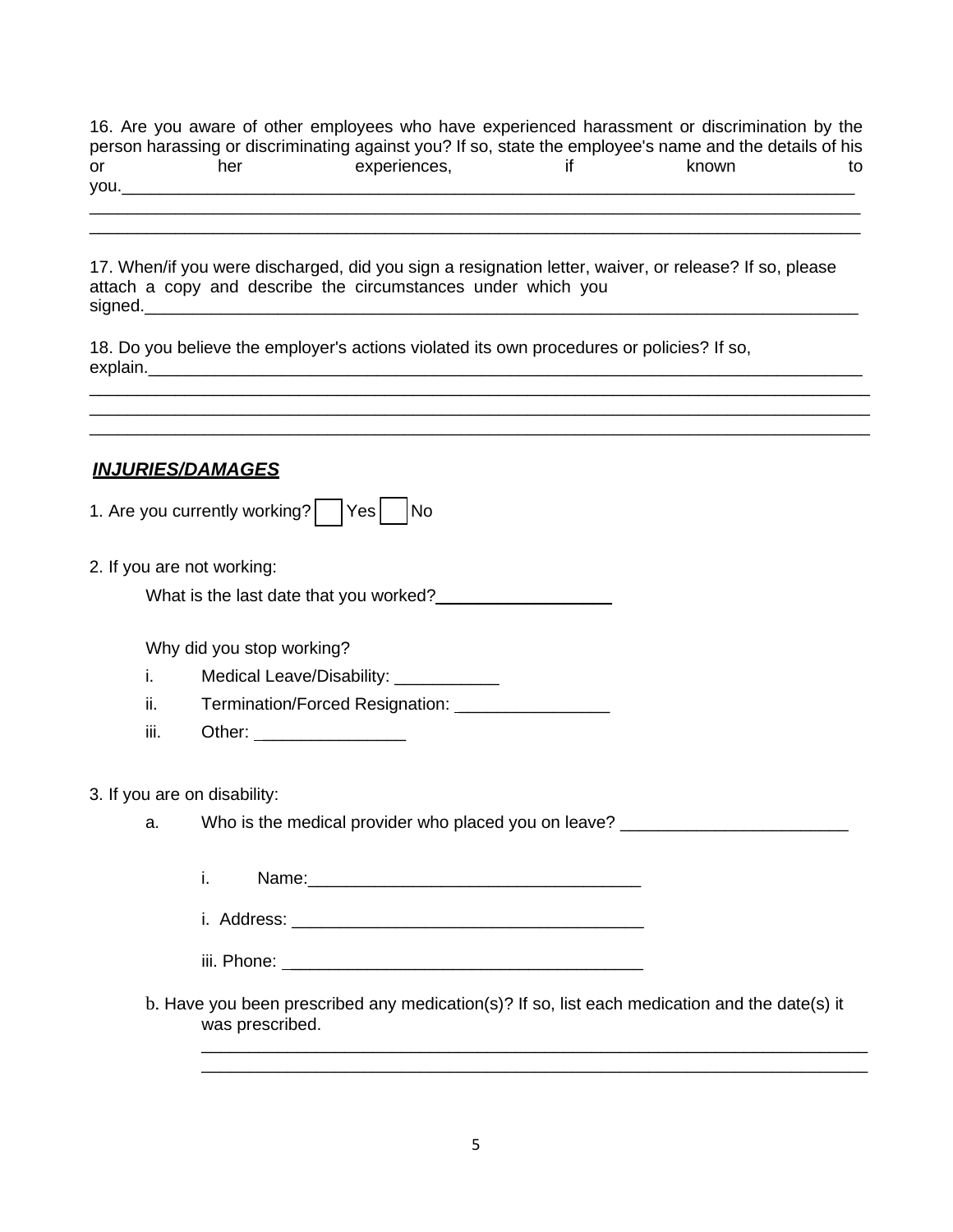16. Are you aware of other employees who have experienced harassment or discrimination by the person harassing or discriminating against you? If so, state the employee's name and the details of his or her experiences, if known to you.______________________________________________________________________________
______________________________________________________________________________
______________________________________________________________________________

17. When/if you were discharged, did you sign a resignation letter, waiver, or release? If so, please attach a copy and describe the circumstances under which you signed.______________________________________________________________________________

18. Do you believe the employer's actions violated its own procedures or policies? If so, explain.______________________________________________________________________________
______________________________________________________________________________
______________________________________________________________________________
______________________________________________________________________________

## ***INJURIES/DAMAGES***

1. Are you currently working? ☐ Yes ☐ No

2. If you are not working:

   What is the last date that you worked?___________________

   Why did you stop working?

   i. Medical Leave/Disability: ___________

   ii. Termination/Forced Resignation: ________________

   iii. Other: ________________

3. If you are on disability:

   a. Who is the medical provider who placed you on leave? ________________________

      i. Name:___________________________________

      i. Address: _____________________________________

      iii. Phone: ______________________________________

   b. Have you been prescribed any medication(s)? If so, list each medication and the date(s) it was prescribed.

      ______________________________________________________________________________
      ______________________________________________________________________________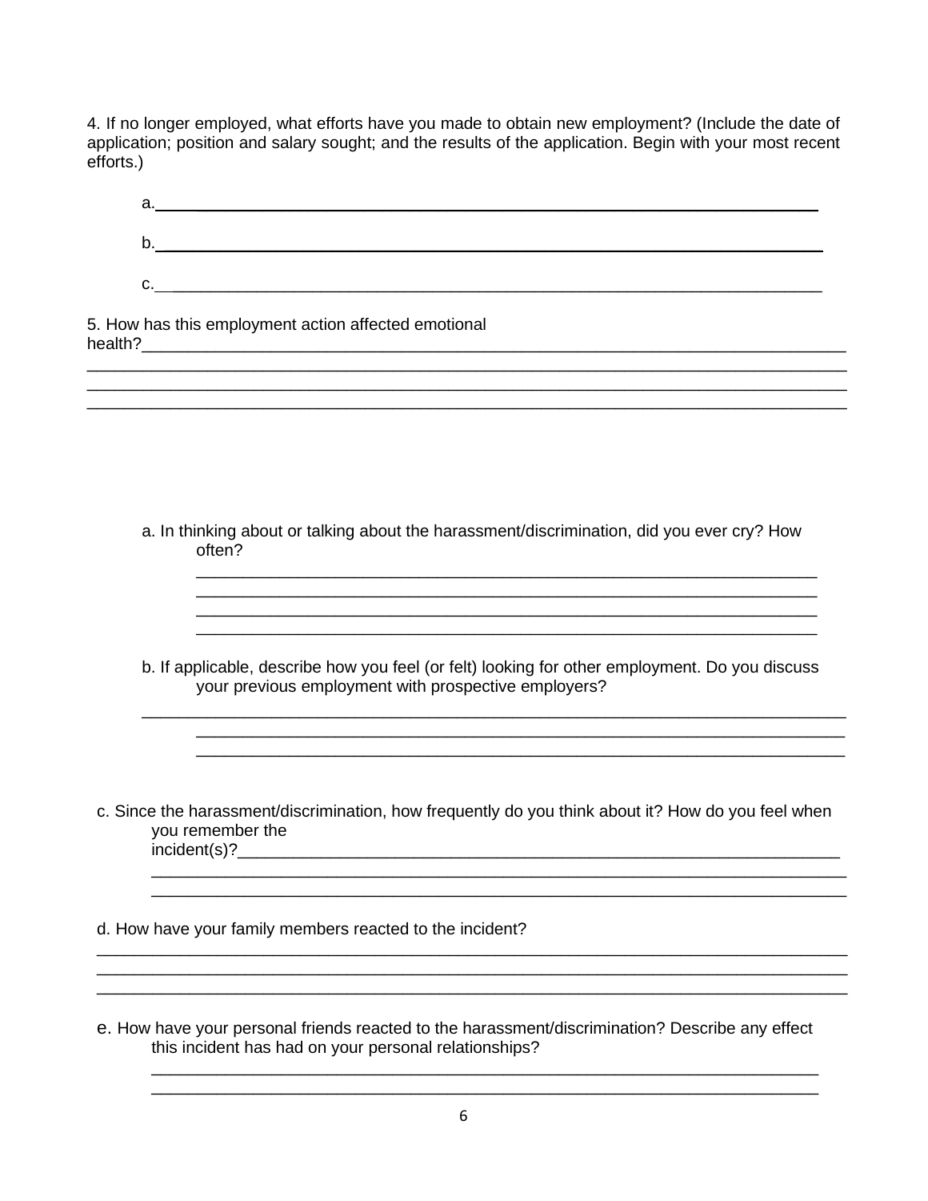4. If no longer employed, what efforts have you made to obtain new employment? (Include the date of application; position and salary sought; and the results of the application. Begin with your most recent efforts.)

a.\_\_\_\_\_\_\_\_\_\_\_\_\_\_\_\_\_\_\_\_\_\_\_\_\_\_\_\_\_\_\_\_\_\_\_\_\_\_\_\_\_\_\_\_\_\_\_\_\_\_\_\_\_\_\_\_\_\_\_\_\_\_\_\_\_\_\_\_\_\_

b.\_\_\_\_\_\_\_\_\_\_\_\_\_\_\_\_\_\_\_\_\_\_\_\_\_\_\_\_\_\_\_\_\_\_\_\_\_\_\_\_\_\_\_\_\_\_\_\_\_\_\_\_\_\_\_\_\_\_\_\_\_\_\_\_\_\_\_\_\_\_

c.\_\_\_\_\_\_\_\_\_\_\_\_\_\_\_\_\_\_\_\_\_\_\_\_\_\_\_\_\_\_\_\_\_\_\_\_\_\_\_\_\_\_\_\_\_\_\_\_\_\_\_\_\_\_\_\_\_\_\_\_\_\_\_\_\_\_\_\_\_\_

5. How has this employment action affected emotional health?\_\_\_\_\_\_\_\_\_\_\_\_\_\_\_\_\_\_\_\_\_\_\_\_\_\_\_\_\_\_\_\_\_\_\_\_\_\_\_\_\_\_\_\_\_\_\_\_\_\_\_\_\_\_\_\_\_\_\_\_\_\_\_\_\_\_\_\_
\_\_\_\_\_\_\_\_\_\_\_\_\_\_\_\_\_\_\_\_\_\_\_\_\_\_\_\_\_\_\_\_\_\_\_\_\_\_\_\_\_\_\_\_\_\_\_\_\_\_\_\_\_\_\_\_\_\_\_\_\_\_\_\_\_\_\_\_\_\_\_\_\_\_\_\_\_\_
\_\_\_\_\_\_\_\_\_\_\_\_\_\_\_\_\_\_\_\_\_\_\_\_\_\_\_\_\_\_\_\_\_\_\_\_\_\_\_\_\_\_\_\_\_\_\_\_\_\_\_\_\_\_\_\_\_\_\_\_\_\_\_\_\_\_\_\_\_\_\_\_\_\_\_\_\_\_
\_\_\_\_\_\_\_\_\_\_\_\_\_\_\_\_\_\_\_\_\_\_\_\_\_\_\_\_\_\_\_\_\_\_\_\_\_\_\_\_\_\_\_\_\_\_\_\_\_\_\_\_\_\_\_\_\_\_\_\_\_\_\_\_\_\_\_\_\_\_\_\_\_\_\_\_\_\_

a. In thinking about or talking about the harassment/discrimination, did you ever cry? How often?
\_\_\_\_\_\_\_\_\_\_\_\_\_\_\_\_\_\_\_\_\_\_\_\_\_\_\_\_\_\_\_\_\_\_\_\_\_\_\_\_\_\_\_\_\_\_\_\_\_\_\_\_\_\_\_\_\_\_\_\_\_\_\_\_\_\_\_\_
\_\_\_\_\_\_\_\_\_\_\_\_\_\_\_\_\_\_\_\_\_\_\_\_\_\_\_\_\_\_\_\_\_\_\_\_\_\_\_\_\_\_\_\_\_\_\_\_\_\_\_\_\_\_\_\_\_\_\_\_\_\_\_\_\_\_\_\_
\_\_\_\_\_\_\_\_\_\_\_\_\_\_\_\_\_\_\_\_\_\_\_\_\_\_\_\_\_\_\_\_\_\_\_\_\_\_\_\_\_\_\_\_\_\_\_\_\_\_\_\_\_\_\_\_\_\_\_\_\_\_\_\_\_\_\_\_
\_\_\_\_\_\_\_\_\_\_\_\_\_\_\_\_\_\_\_\_\_\_\_\_\_\_\_\_\_\_\_\_\_\_\_\_\_\_\_\_\_\_\_\_\_\_\_\_\_\_\_\_\_\_\_\_\_\_\_\_\_\_\_\_\_\_\_\_

b. If applicable, describe how you feel (or felt) looking for other employment. Do you discuss your previous employment with prospective employers?
\_\_\_\_\_\_\_\_\_\_\_\_\_\_\_\_\_\_\_\_\_\_\_\_\_\_\_\_\_\_\_\_\_\_\_\_\_\_\_\_\_\_\_\_\_\_\_\_\_\_\_\_\_\_\_\_\_\_\_\_\_\_\_\_\_\_\_\_\_\_\_\_\_\_
\_\_\_\_\_\_\_\_\_\_\_\_\_\_\_\_\_\_\_\_\_\_\_\_\_\_\_\_\_\_\_\_\_\_\_\_\_\_\_\_\_\_\_\_\_\_\_\_\_\_\_\_\_\_\_\_\_\_\_\_\_\_\_\_\_\_\_\_
\_\_\_\_\_\_\_\_\_\_\_\_\_\_\_\_\_\_\_\_\_\_\_\_\_\_\_\_\_\_\_\_\_\_\_\_\_\_\_\_\_\_\_\_\_\_\_\_\_\_\_\_\_\_\_\_\_\_\_\_\_\_\_\_\_\_\_\_

c. Since the harassment/discrimination, how frequently do you think about it? How do you feel when you remember the incident(s)?\_\_\_\_\_\_\_\_\_\_\_\_\_\_\_\_\_\_\_\_\_\_\_\_\_\_\_\_\_\_\_\_\_\_\_\_\_\_\_\_\_\_\_\_\_\_\_\_\_\_\_\_\_\_\_\_\_\_\_\_\_\_
\_\_\_\_\_\_\_\_\_\_\_\_\_\_\_\_\_\_\_\_\_\_\_\_\_\_\_\_\_\_\_\_\_\_\_\_\_\_\_\_\_\_\_\_\_\_\_\_\_\_\_\_\_\_\_\_\_\_\_\_\_\_\_\_\_\_\_\_\_\_
\_\_\_\_\_\_\_\_\_\_\_\_\_\_\_\_\_\_\_\_\_\_\_\_\_\_\_\_\_\_\_\_\_\_\_\_\_\_\_\_\_\_\_\_\_\_\_\_\_\_\_\_\_\_\_\_\_\_\_\_\_\_\_\_\_\_\_\_\_\_

d. How have your family members reacted to the incident?
\_\_\_\_\_\_\_\_\_\_\_\_\_\_\_\_\_\_\_\_\_\_\_\_\_\_\_\_\_\_\_\_\_\_\_\_\_\_\_\_\_\_\_\_\_\_\_\_\_\_\_\_\_\_\_\_\_\_\_\_\_\_\_\_\_\_\_\_\_\_\_\_\_\_\_\_
\_\_\_\_\_\_\_\_\_\_\_\_\_\_\_\_\_\_\_\_\_\_\_\_\_\_\_\_\_\_\_\_\_\_\_\_\_\_\_\_\_\_\_\_\_\_\_\_\_\_\_\_\_\_\_\_\_\_\_\_\_\_\_\_\_\_\_\_\_\_\_\_\_\_\_\_
\_\_\_\_\_\_\_\_\_\_\_\_\_\_\_\_\_\_\_\_\_\_\_\_\_\_\_\_\_\_\_\_\_\_\_\_\_\_\_\_\_\_\_\_\_\_\_\_\_\_\_\_\_\_\_\_\_\_\_\_\_\_\_\_\_\_\_\_\_\_\_\_\_\_\_\_

e. How have your personal friends reacted to the harassment/discrimination? Describe any effect this incident has had on your personal relationships?
\_\_\_\_\_\_\_\_\_\_\_\_\_\_\_\_\_\_\_\_\_\_\_\_\_\_\_\_\_\_\_\_\_\_\_\_\_\_\_\_\_\_\_\_\_\_\_\_\_\_\_\_\_\_\_\_\_\_\_\_\_\_\_\_\_\_\_\_
\_\_\_\_\_\_\_\_\_\_\_\_\_\_\_\_\_\_\_\_\_\_\_\_\_\_\_\_\_\_\_\_\_\_\_\_\_\_\_\_\_\_\_\_\_\_\_\_\_\_\_\_\_\_\_\_\_\_\_\_\_\_\_\_\_\_\_\_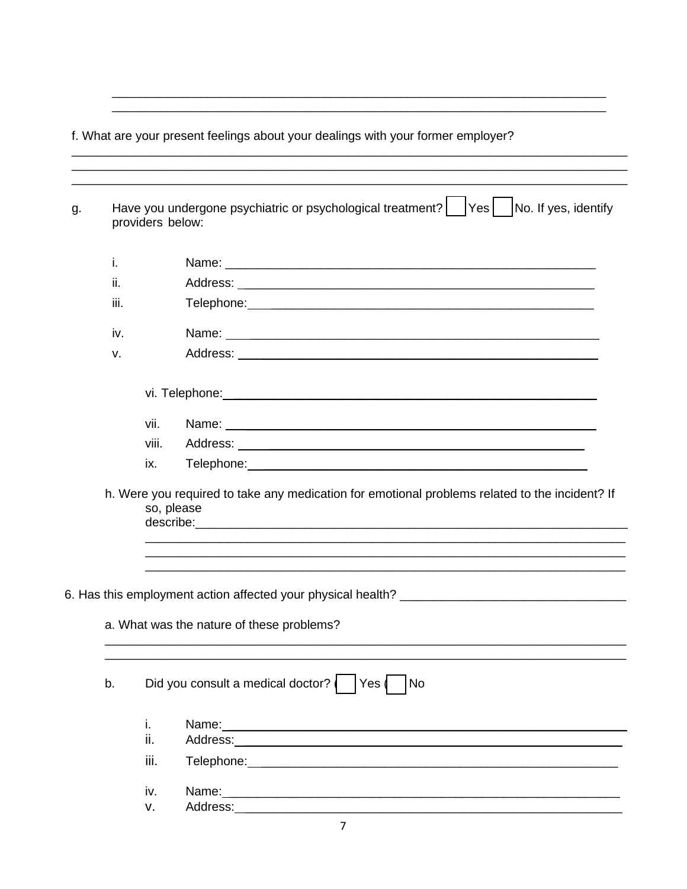\_\_\_\_\_\_\_\_\_\_\_\_\_\_\_\_\_\_\_\_\_\_\_\_\_\_\_\_\_\_\_\_\_\_\_\_\_\_\_\_\_\_\_\_\_\_\_\_\_\_\_\_\_\_\_\_\_\_\_\_\_\_\_\_\_\_\_\_\_\_

\_\_\_\_\_\_\_\_\_\_\_\_\_\_\_\_\_\_\_\_\_\_\_\_\_\_\_\_\_\_\_\_\_\_\_\_\_\_\_\_\_\_\_\_\_\_\_\_\_\_\_\_\_\_\_\_\_\_\_\_\_\_\_\_\_\_\_\_\_\_

f. What are your present feelings about your dealings with your former employer?

\_\_\_\_\_\_\_\_\_\_\_\_\_\_\_\_\_\_\_\_\_\_\_\_\_\_\_\_\_\_\_\_\_\_\_\_\_\_\_\_\_\_\_\_\_\_\_\_\_\_\_\_\_\_\_\_\_\_\_\_\_\_\_\_\_\_\_\_\_\_\_\_\_\_\_\_

\_\_\_\_\_\_\_\_\_\_\_\_\_\_\_\_\_\_\_\_\_\_\_\_\_\_\_\_\_\_\_\_\_\_\_\_\_\_\_\_\_\_\_\_\_\_\_\_\_\_\_\_\_\_\_\_\_\_\_\_\_\_\_\_\_\_\_\_\_\_\_\_\_\_\_\_

\_\_\_\_\_\_\_\_\_\_\_\_\_\_\_\_\_\_\_\_\_\_\_\_\_\_\_\_\_\_\_\_\_\_\_\_\_\_\_\_\_\_\_\_\_\_\_\_\_\_\_\_\_\_\_\_\_\_\_\_\_\_\_\_\_\_\_\_\_\_\_\_\_\_\_\_

g. Have you undergone psychiatric or psychological treatment? ☐ Yes ☐ No. If yes, identify providers below:

i. Name: \_\_\_\_\_\_\_\_\_\_\_\_\_\_\_\_\_\_\_\_\_\_\_\_\_\_\_\_\_\_\_\_\_\_\_\_\_\_\_\_\_\_\_\_\_\_\_\_\_\_\_\_\_\_

ii. Address: \_\_\_\_\_\_\_\_\_\_\_\_\_\_\_\_\_\_\_\_\_\_\_\_\_\_\_\_\_\_\_\_\_\_\_\_\_\_\_\_\_\_\_\_\_\_\_\_\_\_\_

iii. Telephone: \_\_\_\_\_\_\_\_\_\_\_\_\_\_\_\_\_\_\_\_\_\_\_\_\_\_\_\_\_\_\_\_\_\_\_\_\_\_\_\_\_\_\_\_\_\_\_\_\_

iv. Name: \_\_\_\_\_\_\_\_\_\_\_\_\_\_\_\_\_\_\_\_\_\_\_\_\_\_\_\_\_\_\_\_\_\_\_\_\_\_\_\_\_\_\_\_\_\_\_\_\_\_\_\_\_\_

v. Address: \_\_\_\_\_\_\_\_\_\_\_\_\_\_\_\_\_\_\_\_\_\_\_\_\_\_\_\_\_\_\_\_\_\_\_\_\_\_\_\_\_\_\_\_\_\_\_\_\_\_\_

vi. Telephone: \_\_\_\_\_\_\_\_\_\_\_\_\_\_\_\_\_\_\_\_\_\_\_\_\_\_\_\_\_\_\_\_\_\_\_\_\_\_\_\_\_\_\_\_\_\_\_\_\_

vii. Name: \_\_\_\_\_\_\_\_\_\_\_\_\_\_\_\_\_\_\_\_\_\_\_\_\_\_\_\_\_\_\_\_\_\_\_\_\_\_\_\_\_\_\_\_\_\_\_\_\_\_\_\_\_\_

viii. Address: \_\_\_\_\_\_\_\_\_\_\_\_\_\_\_\_\_\_\_\_\_\_\_\_\_\_\_\_\_\_\_\_\_\_\_\_\_\_\_\_\_\_\_\_\_\_\_\_\_

ix. Telephone: \_\_\_\_\_\_\_\_\_\_\_\_\_\_\_\_\_\_\_\_\_\_\_\_\_\_\_\_\_\_\_\_\_\_\_\_\_\_\_\_\_\_\_\_\_\_\_\_

h. Were you required to take any medication for emotional problems related to the incident? If so, please describe: \_\_\_\_\_\_\_\_\_\_\_\_\_\_\_\_\_\_\_\_\_\_\_\_\_\_\_\_\_\_\_\_\_\_\_\_\_\_\_\_\_\_\_\_\_\_\_\_\_\_\_\_\_\_\_\_\_\_\_\_\_\_\_\_\_

\_\_\_\_\_\_\_\_\_\_\_\_\_\_\_\_\_\_\_\_\_\_\_\_\_\_\_\_\_\_\_\_\_\_\_\_\_\_\_\_\_\_\_\_\_\_\_\_\_\_\_\_\_\_\_\_\_\_\_\_\_\_\_\_\_\_\_\_\_

\_\_\_\_\_\_\_\_\_\_\_\_\_\_\_\_\_\_\_\_\_\_\_\_\_\_\_\_\_\_\_\_\_\_\_\_\_\_\_\_\_\_\_\_\_\_\_\_\_\_\_\_\_\_\_\_\_\_\_\_\_\_\_\_\_\_\_\_\_

\_\_\_\_\_\_\_\_\_\_\_\_\_\_\_\_\_\_\_\_\_\_\_\_\_\_\_\_\_\_\_\_\_\_\_\_\_\_\_\_\_\_\_\_\_\_\_\_\_\_\_\_\_\_\_\_\_\_\_\_\_\_\_\_\_\_\_\_\_

6. Has this employment action affected your physical health? \_\_\_\_\_\_\_\_\_\_\_\_\_\_\_\_\_\_\_\_\_\_\_\_\_\_\_\_\_\_\_\_\_

a. What was the nature of these problems?

\_\_\_\_\_\_\_\_\_\_\_\_\_\_\_\_\_\_\_\_\_\_\_\_\_\_\_\_\_\_\_\_\_\_\_\_\_\_\_\_\_\_\_\_\_\_\_\_\_\_\_\_\_\_\_\_\_\_\_\_\_\_\_\_\_\_\_\_\_\_\_\_

\_\_\_\_\_\_\_\_\_\_\_\_\_\_\_\_\_\_\_\_\_\_\_\_\_\_\_\_\_\_\_\_\_\_\_\_\_\_\_\_\_\_\_\_\_\_\_\_\_\_\_\_\_\_\_\_\_\_\_\_\_\_\_\_\_\_\_\_\_\_\_\_

b. Did you consult a medical doctor? ☐ Yes ☐ No

i. Name: \_\_\_\_\_\_\_\_\_\_\_\_\_\_\_\_\_\_\_\_\_\_\_\_\_\_\_\_\_\_\_\_\_\_\_\_\_\_\_\_\_\_\_\_\_\_\_\_\_\_\_\_\_\_\_\_\_\_\_

ii. Address: \_\_\_\_\_\_\_\_\_\_\_\_\_\_\_\_\_\_\_\_\_\_\_\_\_\_\_\_\_\_\_\_\_\_\_\_\_\_\_\_\_\_\_\_\_\_\_\_\_\_\_\_\_\_\_

iii. Telephone: \_\_\_\_\_\_\_\_\_\_\_\_\_\_\_\_\_\_\_\_\_\_\_\_\_\_\_\_\_\_\_\_\_\_\_\_\_\_\_\_\_\_\_\_\_\_\_\_\_\_\_\_

iv. Name: \_\_\_\_\_\_\_\_\_\_\_\_\_\_\_\_\_\_\_\_\_\_\_\_\_\_\_\_\_\_\_\_\_\_\_\_\_\_\_\_\_\_\_\_\_\_\_\_\_\_\_\_\_\_\_\_\_\_\_

v. Address: \_\_\_\_\_\_\_\_\_\_\_\_\_\_\_\_\_\_\_\_\_\_\_\_\_\_\_\_\_\_\_\_\_\_\_\_\_\_\_\_\_\_\_\_\_\_\_\_\_\_\_\_\_\_\_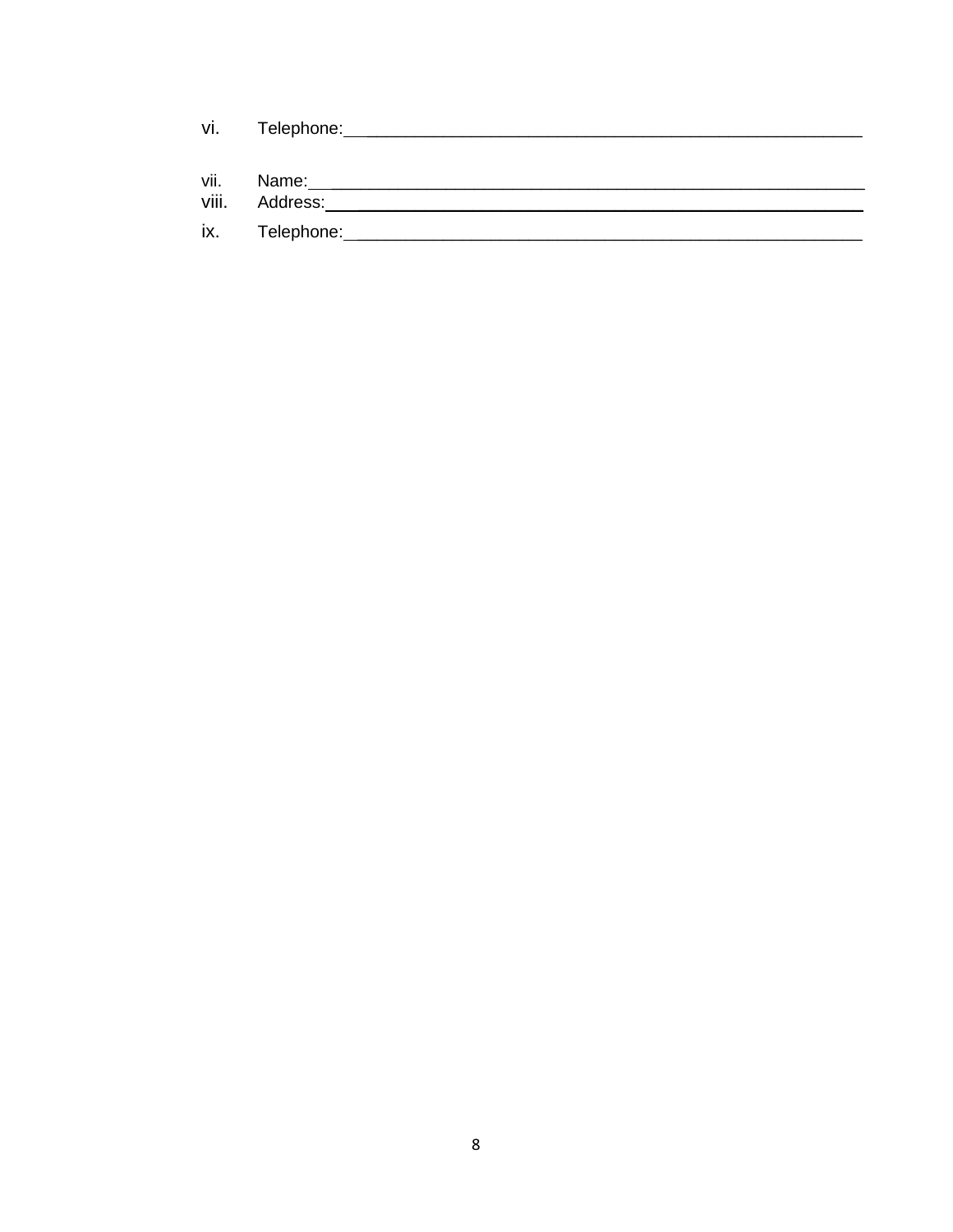vi. Telephone:\_\_\_\_\_\_\_\_\_\_\_\_\_\_\_\_\_\_\_\_\_\_\_\_\_\_\_\_\_\_\_\_\_\_\_\_\_\_\_\_\_\_\_\_\_\_\_\_\_\_\_\_\_\_

vii. Name:\_\_\_\_\_\_\_\_\_\_\_\_\_\_\_\_\_\_\_\_\_\_\_\_\_\_\_\_\_\_\_\_\_\_\_\_\_\_\_\_\_\_\_\_\_\_\_\_\_\_\_\_\_\_\_\_\_\_

viii. Address:\_\_\_\_\_\_\_\_\_\_\_\_\_\_\_\_\_\_\_\_\_\_\_\_\_\_\_\_\_\_\_\_\_\_\_\_\_\_\_\_\_\_\_\_\_\_\_\_\_\_\_\_\_\_\_\_

ix. Telephone:\_\_\_\_\_\_\_\_\_\_\_\_\_\_\_\_\_\_\_\_\_\_\_\_\_\_\_\_\_\_\_\_\_\_\_\_\_\_\_\_\_\_\_\_\_\_\_\_\_\_\_\_\_\_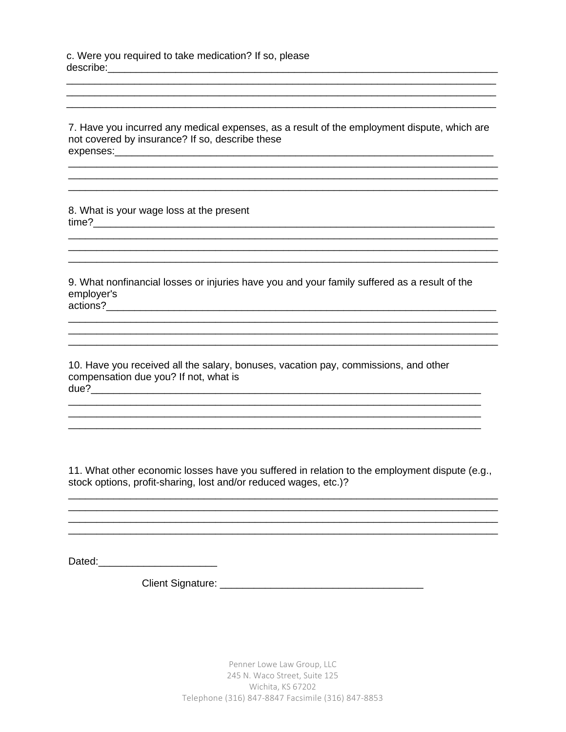c. Were you required to take medication? If so, please describe:______________________________________________________________________
______________________________________________________________________________
______________________________________________________________________________
______________________________________________________________________________

7. Have you incurred any medical expenses, as a result of the employment dispute, which are not covered by insurance? If so, describe these expenses:______________________________________________________________________
______________________________________________________________________________
______________________________________________________________________________
______________________________________________________________________________

8. What is your wage loss at the present time?__________________________________________________________________________
______________________________________________________________________________
______________________________________________________________________________
______________________________________________________________________________

9. What nonfinancial losses or injuries have you and your family suffered as a result of the employer's actions?_______________________________________________________________________
______________________________________________________________________________
______________________________________________________________________________
______________________________________________________________________________

10. Have you received all the salary, bonuses, vacation pay, commissions, and other compensation due you? If not, what is due?__________________________________________________________________________
______________________________________________________________________________
______________________________________________________________________________
______________________________________________________________________________

11. What other economic losses have you suffered in relation to the employment dispute (e.g., stock options, profit-sharing, lost and/or reduced wages, etc.)?
______________________________________________________________________________
______________________________________________________________________________
______________________________________________________________________________
______________________________________________________________________________

Dated:_____________________

Client Signature: ____________________________________

Penner Lowe Law Group, LLC
245 N. Waco Street, Suite 125
Wichita, KS 67202
Telephone (316) 847-8847 Facsimile (316) 847-8853